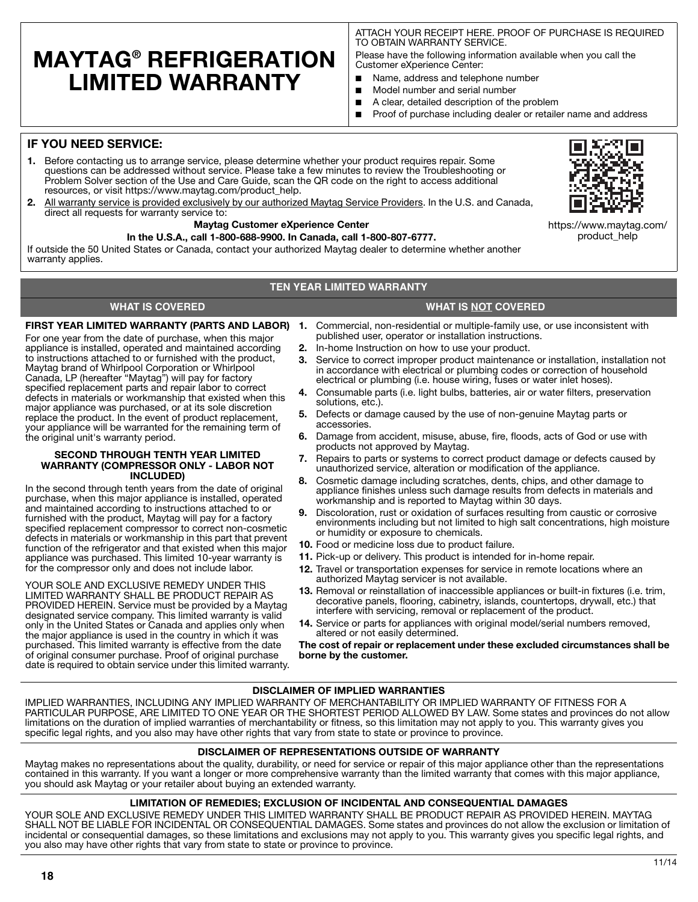# MAYTAG® REFRIGERATION LIMITED WARRANTY

ATTACH YOUR RECEIPT HERE. PROOF OF PURCHASE IS REQUIRED TO OBTAIN WARRANTY SERVICE.

Please have the following information available when you call the Customer eXperience Center:

- Name, address and telephone number
- Model number and serial number
- A clear, detailed description of the problem
- Proof of purchase including dealer or retailer name and address

## IF YOU NEED SERVICE:

1. Before contacting us to arrange service, please determine whether your product requires repair. Some questions can be addressed without service. Please take a few minutes to review the Troubleshooting or Problem Solver section of the Use and Care Guide, scan the QR code on the right to access additional resources, or visit https://www.maytag.com/product_help.
2. All warranty service is provided exclusively by our authorized Maytag Service Providers. In the U.S. and Canada, direct all requests for warranty service to:

**Maytag Customer eXperience Center**

**In the U.S.A., call 1-800-688-9900. In Canada, call 1-800-807-6777.**

If outside the 50 United States or Canada, contact your authorized Maytag dealer to determine whether another warranty applies.

https://www.maytag.com/product_help

## TEN YEAR LIMITED WARRANTY

### WHAT IS COVERED

**FIRST YEAR LIMITED WARRANTY (PARTS AND LABOR)**

For one year from the date of purchase, when this major appliance is installed, operated and maintained according to instructions attached to or furnished with the product, Maytag brand of Whirlpool Corporation or Whirlpool Canada, LP (hereafter "Maytag") will pay for factory specified replacement parts and repair labor to correct defects in materials or workmanship that existed when this major appliance was purchased, or at its sole discretion replace the product. In the event of product replacement, your appliance will be warranted for the remaining term of the original unit's warranty period.

**SECOND THROUGH TENTH YEAR LIMITED WARRANTY (COMPRESSOR ONLY - LABOR NOT INCLUDED)**

In the second through tenth years from the date of original purchase, when this major appliance is installed, operated and maintained according to instructions attached to or furnished with the product, Maytag will pay for a factory specified replacement compressor to correct non-cosmetic defects in materials or workmanship in this part that prevent function of the refrigerator and that existed when this major appliance was purchased. This limited 10-year warranty is for the compressor only and does not include labor.

YOUR SOLE AND EXCLUSIVE REMEDY UNDER THIS LIMITED WARRANTY SHALL BE PRODUCT REPAIR AS PROVIDED HEREIN. Service must be provided by a Maytag designated service company. This limited warranty is valid only in the United States or Canada and applies only when the major appliance is used in the country in which it was purchased. This limited warranty is effective from the date of original consumer purchase. Proof of original purchase date is required to obtain service under this limited warranty.

### WHAT IS NOT COVERED

1. Commercial, non-residential or multiple-family use, or use inconsistent with published user, operator or installation instructions.
2. In-home Instruction on how to use your product.
3. Service to correct improper product maintenance or installation, installation not in accordance with electrical or plumbing codes or correction of household electrical or plumbing (i.e. house wiring, fuses or water inlet hoses).
4. Consumable parts (i.e. light bulbs, batteries, air or water filters, preservation solutions, etc.).
5. Defects or damage caused by the use of non-genuine Maytag parts or accessories.
6. Damage from accident, misuse, abuse, fire, floods, acts of God or use with products not approved by Maytag.
7. Repairs to parts or systems to correct product damage or defects caused by unauthorized service, alteration or modification of the appliance.
8. Cosmetic damage including scratches, dents, chips, and other damage to appliance finishes unless such damage results from defects in materials and workmanship and is reported to Maytag within 30 days.
9. Discoloration, rust or oxidation of surfaces resulting from caustic or corrosive environments including but not limited to high salt concentrations, high moisture or humidity or exposure to chemicals.
10. Food or medicine loss due to product failure.
11. Pick-up or delivery. This product is intended for in-home repair.
12. Travel or transportation expenses for service in remote locations where an authorized Maytag servicer is not available.
13. Removal or reinstallation of inaccessible appliances or built-in fixtures (i.e. trim, decorative panels, flooring, cabinetry, islands, countertops, drywall, etc.) that interfere with servicing, removal or replacement of the product.
14. Service or parts for appliances with original model/serial numbers removed, altered or not easily determined.

**The cost of repair or replacement under these excluded circumstances shall be borne by the customer.**

### DISCLAIMER OF IMPLIED WARRANTIES

IMPLIED WARRANTIES, INCLUDING ANY IMPLIED WARRANTY OF MERCHANTABILITY OR IMPLIED WARRANTY OF FITNESS FOR A PARTICULAR PURPOSE, ARE LIMITED TO ONE YEAR OR THE SHORTEST PERIOD ALLOWED BY LAW. Some states and provinces do not allow limitations on the duration of implied warranties of merchantability or fitness, so this limitation may not apply to you. This warranty gives you specific legal rights, and you also may have other rights that vary from state to state or province to province.

### DISCLAIMER OF REPRESENTATIONS OUTSIDE OF WARRANTY

Maytag makes no representations about the quality, durability, or need for service or repair of this major appliance other than the representations contained in this warranty. If you want a longer or more comprehensive warranty than the limited warranty that comes with this major appliance, you should ask Maytag or your retailer about buying an extended warranty.

### LIMITATION OF REMEDIES; EXCLUSION OF INCIDENTAL AND CONSEQUENTIAL DAMAGES

YOUR SOLE AND EXCLUSIVE REMEDY UNDER THIS LIMITED WARRANTY SHALL BE PRODUCT REPAIR AS PROVIDED HEREIN. MAYTAG SHALL NOT BE LIABLE FOR INCIDENTAL OR CONSEQUENTIAL DAMAGES. Some states and provinces do not allow the exclusion or limitation of incidental or consequential damages, so these limitations and exclusions may not apply to you. This warranty gives you specific legal rights, and you also may have other rights that vary from state to state or province to province.

11/14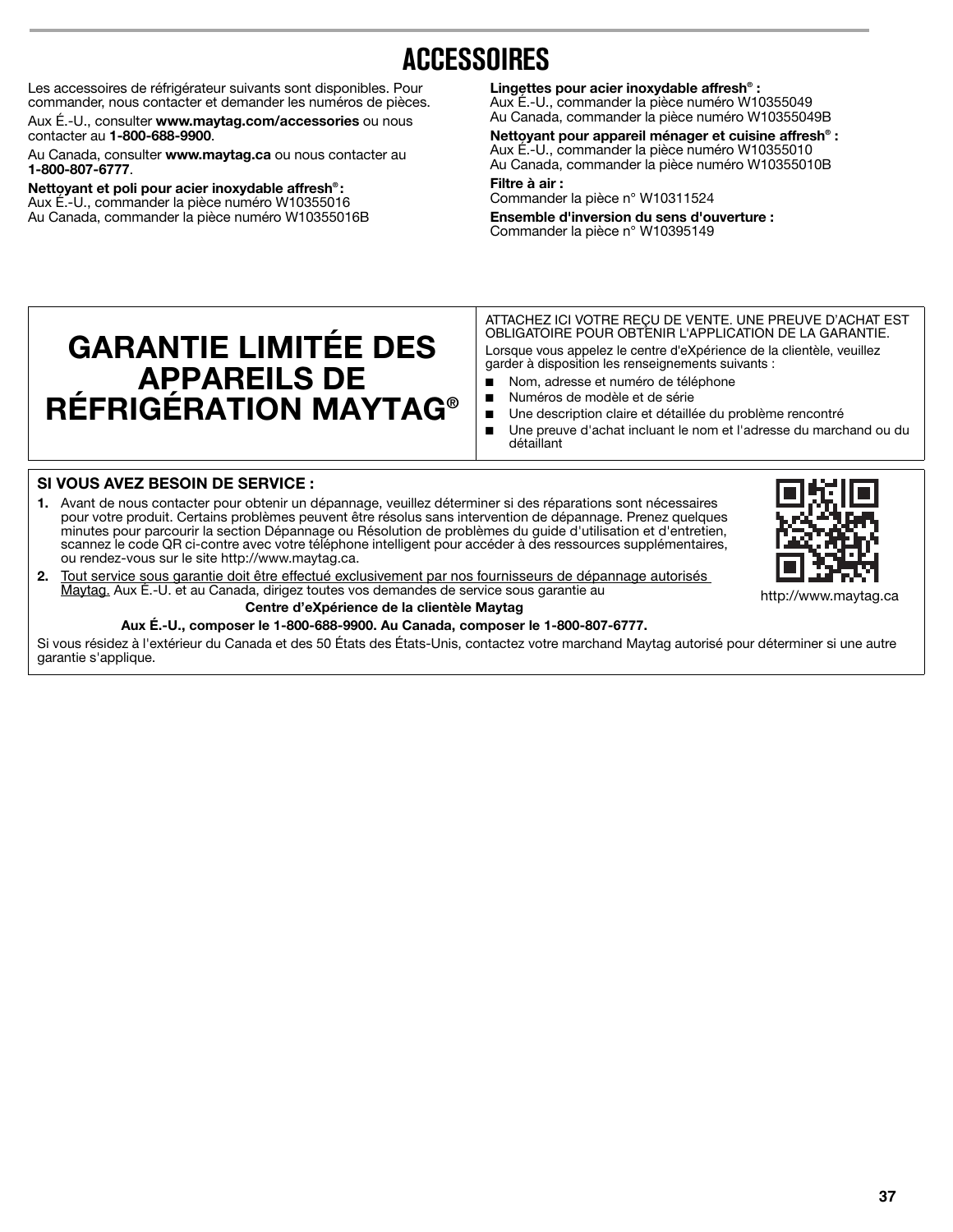# ACCESSOIRES

Les accessoires de réfrigérateur suivants sont disponibles. Pour commander, nous contacter et demander les numéros de pièces.

Aux É.-U., consulter **www.maytag.com/accessories** ou nous contacter au **1-800-688-9900**.

Au Canada, consulter **www.maytag.ca** ou nous contacter au **1-800-807-6777**.

**Nettoyant et poli pour acier inoxydable affresh® :**
Aux É.-U., commander la pièce numéro W10355016
Au Canada, commander la pièce numéro W10355016B

**Lingettes pour acier inoxydable affresh® :**
Aux É.-U., commander la pièce numéro W10355049
Au Canada, commander la pièce numéro W10355049B

**Nettoyant pour appareil ménager et cuisine affresh® :**
Aux É.-U., commander la pièce numéro W10355010
Au Canada, commander la pièce numéro W10355010B

**Filtre à air :**
Commander la pièce n° W10311524

**Ensemble d'inversion du sens d'ouverture :**
Commander la pièce n° W10395149

# GARANTIE LIMITÉE DES APPAREILS DE RÉFRIGÉRATION MAYTAG®

ATTACHEZ ICI VOTRE REÇU DE VENTE. UNE PREUVE D'ACHAT EST OBLIGATOIRE POUR OBTENIR L'APPLICATION DE LA GARANTIE.

Lorsque vous appelez le centre d'eXpérience de la clientèle, veuillez garder à disposition les renseignements suivants :

- Nom, adresse et numéro de téléphone
- Numéros de modèle et de série
- Une description claire et détaillée du problème rencontré
- Une preuve d'achat incluant le nom et l'adresse du marchand ou du détaillant

**SI VOUS AVEZ BESOIN DE SERVICE :**

1. Avant de nous contacter pour obtenir un dépannage, veuillez déterminer si des réparations sont nécessaires pour votre produit. Certains problèmes peuvent être résolus sans intervention de dépannage. Prenez quelques minutes pour parcourir la section Dépannage ou Résolution de problèmes du guide d'utilisation et d'entretien, scannez le code QR ci-contre avec votre téléphone intelligent pour accéder à des ressources supplémentaires, ou rendez-vous sur le site http://www.maytag.ca.
2. Tout service sous garantie doit être effectué exclusivement par nos fournisseurs de dépannage autorisés Maytag. Aux É.-U. et au Canada, dirigez toutes vos demandes de service sous garantie au

http://www.maytag.ca

**Centre d'eXpérience de la clientèle Maytag**

**Aux É.-U., composer le 1-800-688-9900. Au Canada, composer le 1-800-807-6777.**

Si vous résidez à l'extérieur du Canada et des 50 États des États-Unis, contactez votre marchand Maytag autorisé pour déterminer si une autre garantie s'applique.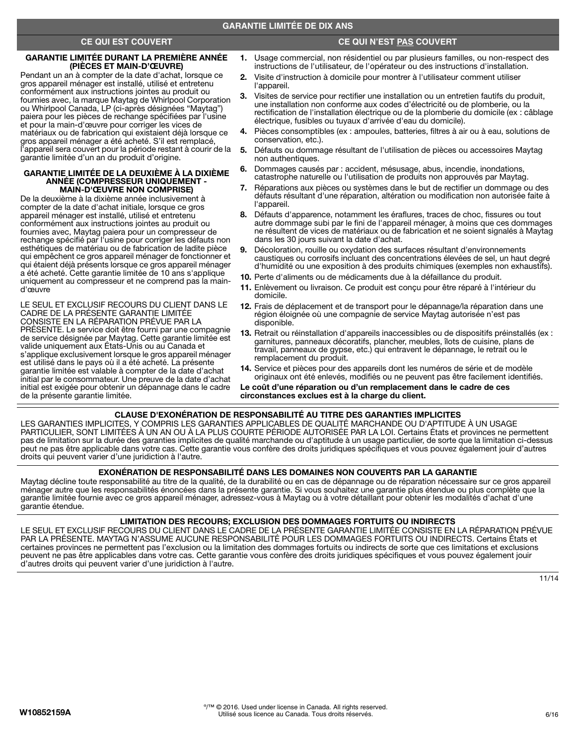## GARANTIE LIMITÉE DE DIX ANS

### CE QUI EST COUVERT

**GARANTIE LIMITÉE DURANT LA PREMIÈRE ANNÉE (PIÈCES ET MAIN-D'ŒUVRE)**

Pendant un an à compter de la date d'achat, lorsque ce gros appareil ménager est installé, utilisé et entretenu conformément aux instructions jointes au produit ou fournies avec, la marque Maytag de Whirlpool Corporation ou Whirlpool Canada, LP (ci-après désignées "Maytag") paiera pour les pièces de rechange spécifiées par l'usine et pour la main-d'œuvre pour corriger les vices de matériaux ou de fabrication qui existaient déjà lorsque ce gros appareil ménager a été acheté. S'il est remplacé, l'appareil sera couvert pour la période restant à courir de la garantie limitée d'un an du produit d'origine.

**GARANTIE LIMITÉE DE LA DEUXIÈME À LA DIXIÈME ANNÉE (COMPRESSEUR UNIQUEMENT - MAIN-D'ŒUVRE NON COMPRISE)**

De la deuxième à la dixième année inclusivement à compter de la date d'achat initiale, lorsque ce gros appareil ménager est installé, utilisé et entretenu conformément aux instructions jointes au produit ou fournies avec, Maytag paiera pour un compresseur de rechange spécifié par l'usine pour corriger les défauts non esthétiques de matériau ou de fabrication de ladite pièce qui empêchent ce gros appareil ménager de fonctionner et qui étaient déjà présents lorsque ce gros appareil ménager a été acheté. Cette garantie limitée de 10 ans s'applique uniquement au compresseur et ne comprend pas la main-d'œuvre

LE SEUL ET EXCLUSIF RECOURS DU CLIENT DANS LE CADRE DE LA PRÉSENTE GARANTIE LIMITÉE CONSISTE EN LA RÉPARATION PRÉVUE PAR LA PRÉSENTE. Le service doit être fourni par une compagnie de service désignée par Maytag. Cette garantie limitée est valide uniquement aux États-Unis ou au Canada et s'applique exclusivement lorsque le gros appareil ménager est utilisé dans le pays où il a été acheté. La présente garantie limitée est valable à compter de la date d'achat initial par le consommateur. Une preuve de la date d'achat initial est exigée pour obtenir un dépannage dans le cadre de la présente garantie limitée.

### CE QUI N'EST PAS COUVERT

1. Usage commercial, non résidentiel ou par plusieurs familles, ou non-respect des instructions de l'utilisateur, de l'opérateur ou des instructions d'installation.
2. Visite d'instruction à domicile pour montrer à l'utilisateur comment utiliser l'appareil.
3. Visites de service pour rectifier une installation ou un entretien fautifs du produit, une installation non conforme aux codes d'électricité ou de plomberie, ou la rectification de l'installation électrique ou de la plomberie du domicile (ex : câblage électrique, fusibles ou tuyaux d'arrivée d'eau du domicile).
4. Pièces consomptibles (ex : ampoules, batteries, filtres à air ou à eau, solutions de conservation, etc.).
5. Défauts ou dommage résultant de l'utilisation de pièces ou accessoires Maytag non authentiques.
6. Dommages causés par : accident, mésusage, abus, incendie, inondations, catastrophe naturelle ou l'utilisation de produits non approuvés par Maytag.
7. Réparations aux pièces ou systèmes dans le but de rectifier un dommage ou des défauts résultant d'une réparation, altération ou modification non autorisée faite à l'appareil.
8. Défauts d'apparence, notamment les éraflures, traces de choc, fissures ou tout autre dommage subi par le fini de l'appareil ménager, à moins que ces dommages ne résultent de vices de matériaux ou de fabrication et ne soient signalés à Maytag dans les 30 jours suivant la date d'achat.
9. Décoloration, rouille ou oxydation des surfaces résultant d'environnements caustiques ou corrosifs incluant des concentrations élevées de sel, un haut degré d'humidité ou une exposition à des produits chimiques (exemples non exhaustifs).
10. Perte d'aliments ou de médicaments due à la défaillance du produit.
11. Enlèvement ou livraison. Ce produit est conçu pour être réparé à l'intérieur du domicile.
12. Frais de déplacement et de transport pour le dépannage/la réparation dans une région éloignée où une compagnie de service Maytag autorisée n'est pas disponible.
13. Retrait ou réinstallation d'appareils inaccessibles ou de dispositifs préinstallés (ex : garnitures, panneaux décoratifs, plancher, meubles, îlots de cuisine, plans de travail, panneaux de gypse, etc.) qui entravent le dépannage, le retrait ou le remplacement du produit.
14. Service et pièces pour des appareils dont les numéros de série et de modèle originaux ont été enlevés, modifiés ou ne peuvent pas être facilement identifiés.

**Le coût d'une réparation ou d'un remplacement dans le cadre de ces circonstances exclues est à la charge du client.**

### CLAUSE D'EXONÉRATION DE RESPONSABILITÉ AU TITRE DES GARANTIES IMPLICITES

LES GARANTIES IMPLICITES, Y COMPRIS LES GARANTIES APPLICABLES DE QUALITÉ MARCHANDE OU D'APTITUDE À UN USAGE PARTICULIER, SONT LIMITÉES À UN AN OU À LA PLUS COURTE PÉRIODE AUTORISÉE PAR LA LOI. Certains États et provinces ne permettent pas de limitation sur la durée des garanties implicites de qualité marchande ou d'aptitude à un usage particulier, de sorte que la limitation ci-dessus peut ne pas être applicable dans votre cas. Cette garantie vous confère des droits juridiques spécifiques et vous pouvez également jouir d'autres droits qui peuvent varier d'une juridiction à l'autre.

### EXONÉRATION DE RESPONSABILITÉ DANS LES DOMAINES NON COUVERTS PAR LA GARANTIE

Maytag décline toute responsabilité au titre de la qualité, de la durabilité ou en cas de dépannage ou de réparation nécessaire sur ce gros appareil ménager autre que les responsabilités énoncées dans la présente garantie. Si vous souhaitez une garantie plus étendue ou plus complète que la garantie limitée fournie avec ce gros appareil ménager, adressez-vous à Maytag ou à votre détaillant pour obtenir les modalités d'achat d'une garantie étendue.

### LIMITATION DES RECOURS; EXCLUSION DES DOMMAGES FORTUITS OU INDIRECTS

LE SEUL ET EXCLUSIF RECOURS DU CLIENT DANS LE CADRE DE LA PRÉSENTE GARANTIE LIMITÉE CONSISTE EN LA RÉPARATION PRÉVUE PAR LA PRÉSENTE. MAYTAG N'ASSUME AUCUNE RESPONSABILITÉ POUR LES DOMMAGES FORTUITS OU INDIRECTS. Certains États et certaines provinces ne permettent pas l'exclusion ou la limitation des dommages fortuits ou indirects de sorte que ces limitations et exclusions peuvent ne pas être applicables dans votre cas. Cette garantie vous confère des droits juridiques spécifiques et vous pouvez également jouir d'autres droits qui peuvent varier d'une juridiction à l'autre.

11/14

W10852159A

®/™ © 2016. Used under license in Canada. All rights reserved.
Utilisé sous licence au Canada. Tous droits réservés.

6/16